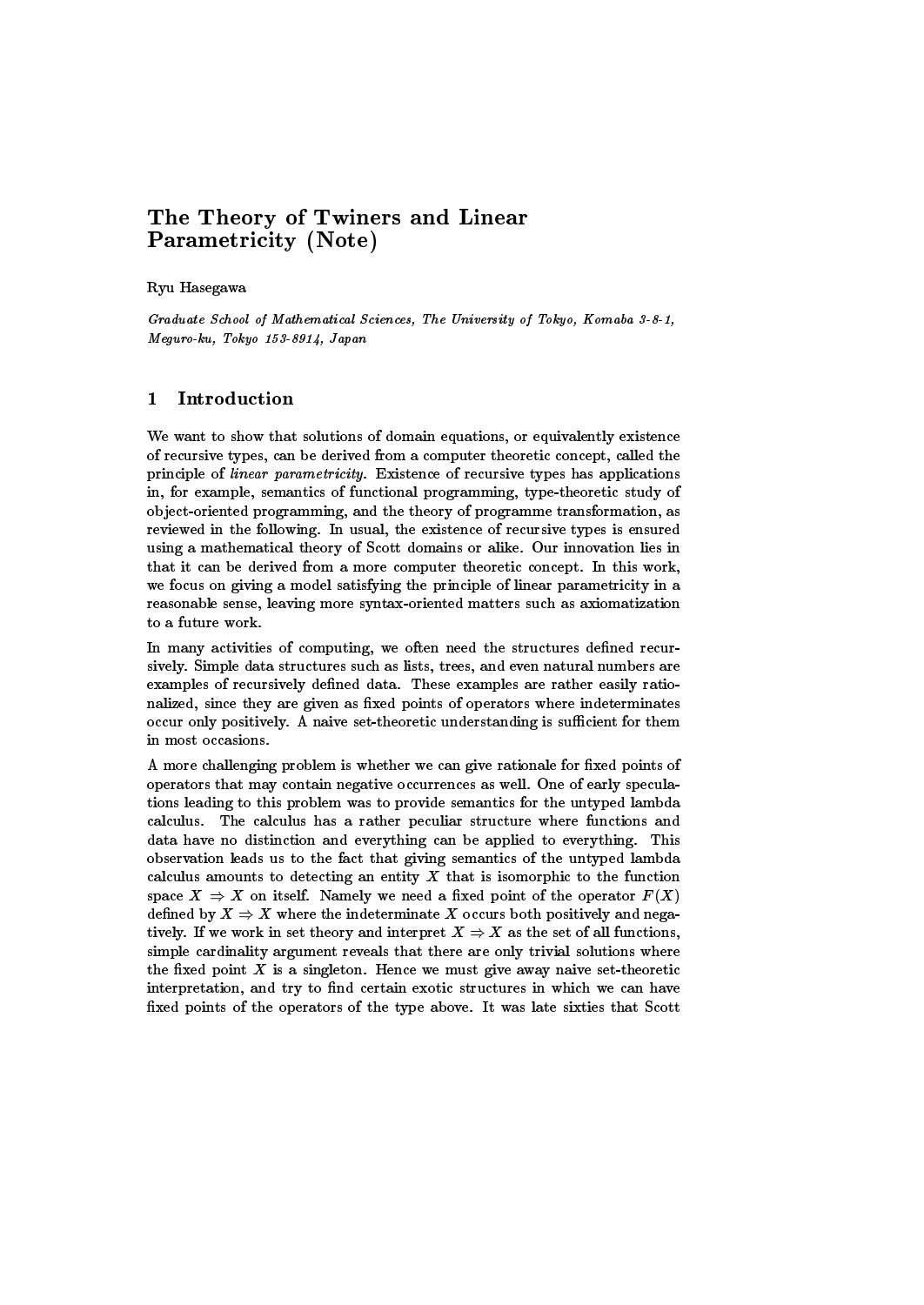# The Theory of Twiners and Linear Parametricity (Note)

Ryu Hasegawa

*Graduate School of Mathematical Sciences, The University of Tokyo, Komaba 3-8-1, Meguro-ku, Tokyo 153-8914, Japan*

## 1 Introduction

We want to show that solutions of domain equations, or equivalently existence of recursive types, can be derived from a computer theoretic concept, called the principle of *linear parametricity*. Existence of recursive types has applications in, for example, semantics of functional programming, type-theoretic study of object-oriented programming, and the theory of programme transformation, as reviewed in the following. In usual, the existence of recursive types is ensured using a mathematical theory of Scott domains or alike. Our innovation lies in that it can be derived from a more computer theoretic concept. In this work, we focus on giving a model satisfying the principle of linear parametricity in a reasonable sense, leaving more syntax-oriented matters such as axiomatization to a future work.

In many activities of computing, we often need the structures defined recursively. Simple data structures such as lists, trees, and even natural numbers are examples of recursively defined data. These examples are rather easily rationalized, since they are given as fixed points of operators where indeterminates occur only positively. A naive set-theoretic understanding is sufficient for them in most occasions.

A more challenging problem is whether we can give rationale for fixed points of operators that may contain negative occurrences as well. One of early speculations leading to this problem was to provide semantics for the untyped lambda calculus. The calculus has a rather peculiar structure where functions and data have no distinction and everything can be applied to everything. This observation leads us to the fact that giving semantics of the untyped lambda calculus amounts to detecting an entity $X$ that is isomorphic to the function space $X \Rightarrow X$ on itself. Namely we need a fixed point of the operator $F(X)$ defined by $X \Rightarrow X$ where the indeterminate $X$ occurs both positively and negatively. If we work in set theory and interpret $X \Rightarrow X$ as the set of all functions, simple cardinality argument reveals that there are only trivial solutions where the fixed point $X$ is a singleton. Hence we must give away naive set-theoretic interpretation, and try to find certain exotic structures in which we can have fixed points of the operators of the type above. It was late sixties that Scott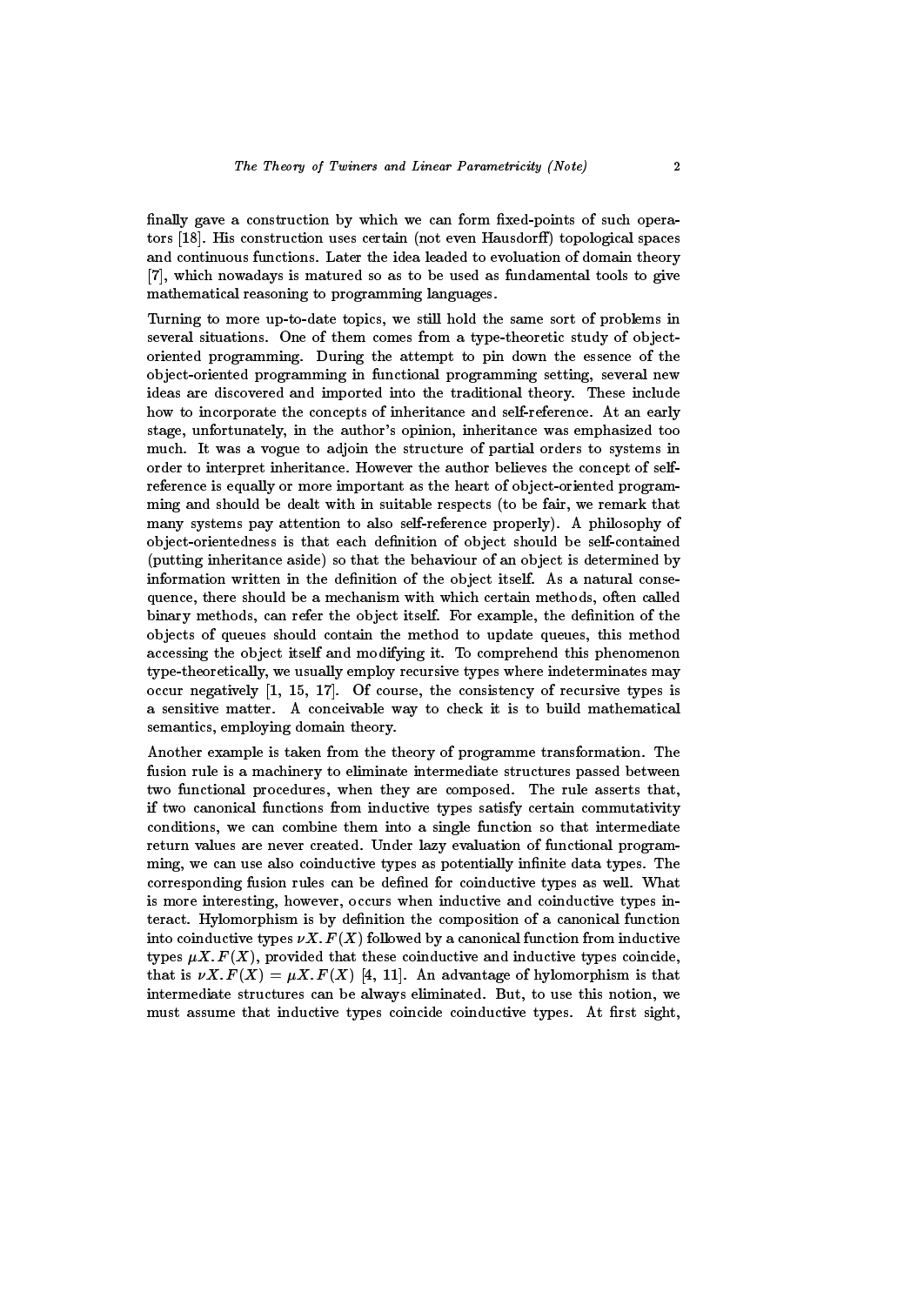finally gave a construction by which we can form fixed-points of such operators [18]. His construction uses certain (not even Hausdorff) topological spaces and continuous functions. Later the idea leaded to evoluation of domain theory [7], which nowadays is matured so as to be used as fundamental tools to give mathematical reasoning to programming languages.

Turning to more up-to-date topics, we still hold the same sort of problems in several situations. One of them comes from a type-theoretic study of object-oriented programming. During the attempt to pin down the essence of the object-oriented programming in functional programming setting, several new ideas are discovered and imported into the traditional theory. These include how to incorporate the concepts of inheritance and self-reference. At an early stage, unfortunately, in the author's opinion, inheritance was emphasized too much. It was a vogue to adjoin the structure of partial orders to systems in order to interpret inheritance. However the author believes the concept of self-reference is equally or more important as the heart of object-oriented programming and should be dealt with in suitable respects (to be fair, we remark that many systems pay attention to also self-reference properly). A philosophy of object-orientedness is that each definition of object should be self-contained (putting inheritance aside) so that the behaviour of an object is determined by information written in the definition of the object itself. As a natural consequence, there should be a mechanism with which certain methods, often called binary methods, can refer the object itself. For example, the definition of the objects of queues should contain the method to update queues, this method accessing the object itself and modifying it. To comprehend this phenomenon type-theoretically, we usually employ recursive types where indeterminates may occur negatively [1, 15, 17]. Of course, the consistency of recursive types is a sensitive matter. A conceivable way to check it is to build mathematical semantics, employing domain theory.

Another example is taken from the theory of programme transformation. The fusion rule is a machinery to eliminate intermediate structures passed between two functional procedures, when they are composed. The rule asserts that, if two canonical functions from inductive types satisfy certain commutativity conditions, we can combine them into a single function so that intermediate return values are never created. Under lazy evaluation of functional programming, we can use also coinductive types as potentially infinite data types. The corresponding fusion rules can be defined for coinductive types as well. What is more interesting, however, occurs when inductive and coinductive types interact. Hylomorphism is by definition the composition of a canonical function into coinductive types $\nu X.\, F(X)$ followed by a canonical function from inductive types $\mu X.\, F(X)$, provided that these coinductive and inductive types coincide, that is $\nu X.\, F(X) = \mu X.\, F(X)$ [4, 11]. An advantage of hylomorphism is that intermediate structures can be always eliminated. But, to use this notion, we must assume that inductive types coincide coinductive types. At first sight,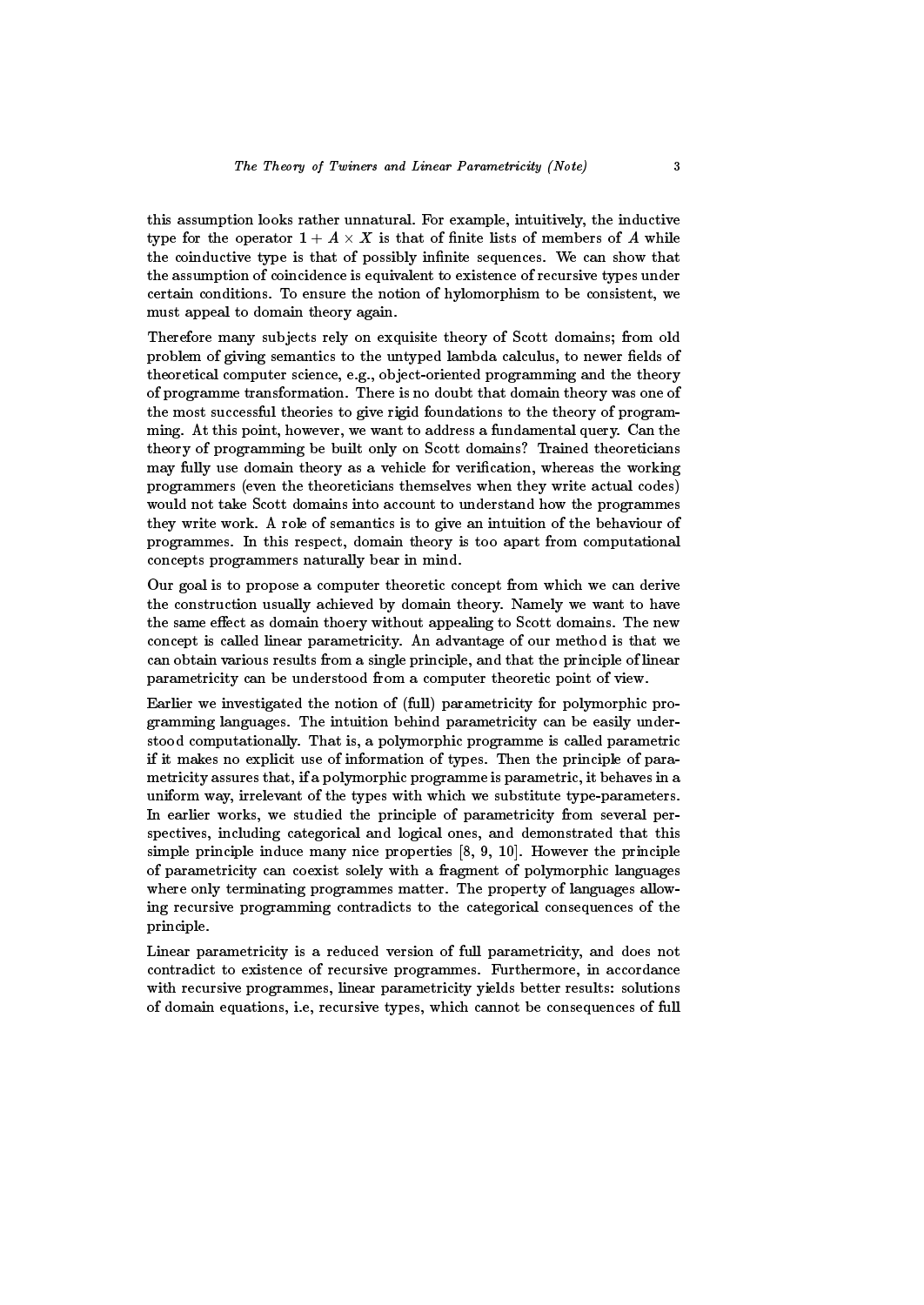this assumption looks rather unnatural. For example, intuitively, the inductive type for the operator $1 + A \times X$ is that of finite lists of members of $A$ while the coinductive type is that of possibly infinite sequences. We can show that the assumption of coincidence is equivalent to existence of recursive types under certain conditions. To ensure the notion of hylomorphism to be consistent, we must appeal to domain theory again.

Therefore many subjects rely on exquisite theory of Scott domains; from old problem of giving semantics to the untyped lambda calculus, to newer fields of theoretical computer science, e.g., object-oriented programming and the theory of programme transformation. There is no doubt that domain theory was one of the most successful theories to give rigid foundations to the theory of programming. At this point, however, we want to address a fundamental query. Can the theory of programming be built only on Scott domains? Trained theoreticians may fully use domain theory as a vehicle for verification, whereas the working programmers (even the theoreticians themselves when they write actual codes) would not take Scott domains into account to understand how the programmes they write work. A role of semantics is to give an intuition of the behaviour of programmes. In this respect, domain theory is too apart from computational concepts programmers naturally bear in mind.

Our goal is to propose a computer theoretic concept from which we can derive the construction usually achieved by domain theory. Namely we want to have the same effect as domain thoery without appealing to Scott domains. The new concept is called linear parametricity. An advantage of our method is that we can obtain various results from a single principle, and that the principle of linear parametricity can be understood from a computer theoretic point of view.

Earlier we investigated the notion of (full) parametricity for polymorphic programming languages. The intuition behind parametricity can be easily understood computationally. That is, a polymorphic programme is called parametric if it makes no explicit use of information of types. Then the principle of parametricity assures that, if a polymorphic programme is parametric, it behaves in a uniform way, irrelevant of the types with which we substitute type-parameters. In earlier works, we studied the principle of parametricity from several perspectives, including categorical and logical ones, and demonstrated that this simple principle induce many nice properties [8, 9, 10]. However the principle of parametricity can coexist solely with a fragment of polymorphic languages where only terminating programmes matter. The property of languages allowing recursive programming contradicts to the categorical consequences of the principle.

Linear parametricity is a reduced version of full parametricity, and does not contradict to existence of recursive programmes. Furthermore, in accordance with recursive programmes, linear parametricity yields better results: solutions of domain equations, i.e, recursive types, which cannot be consequences of full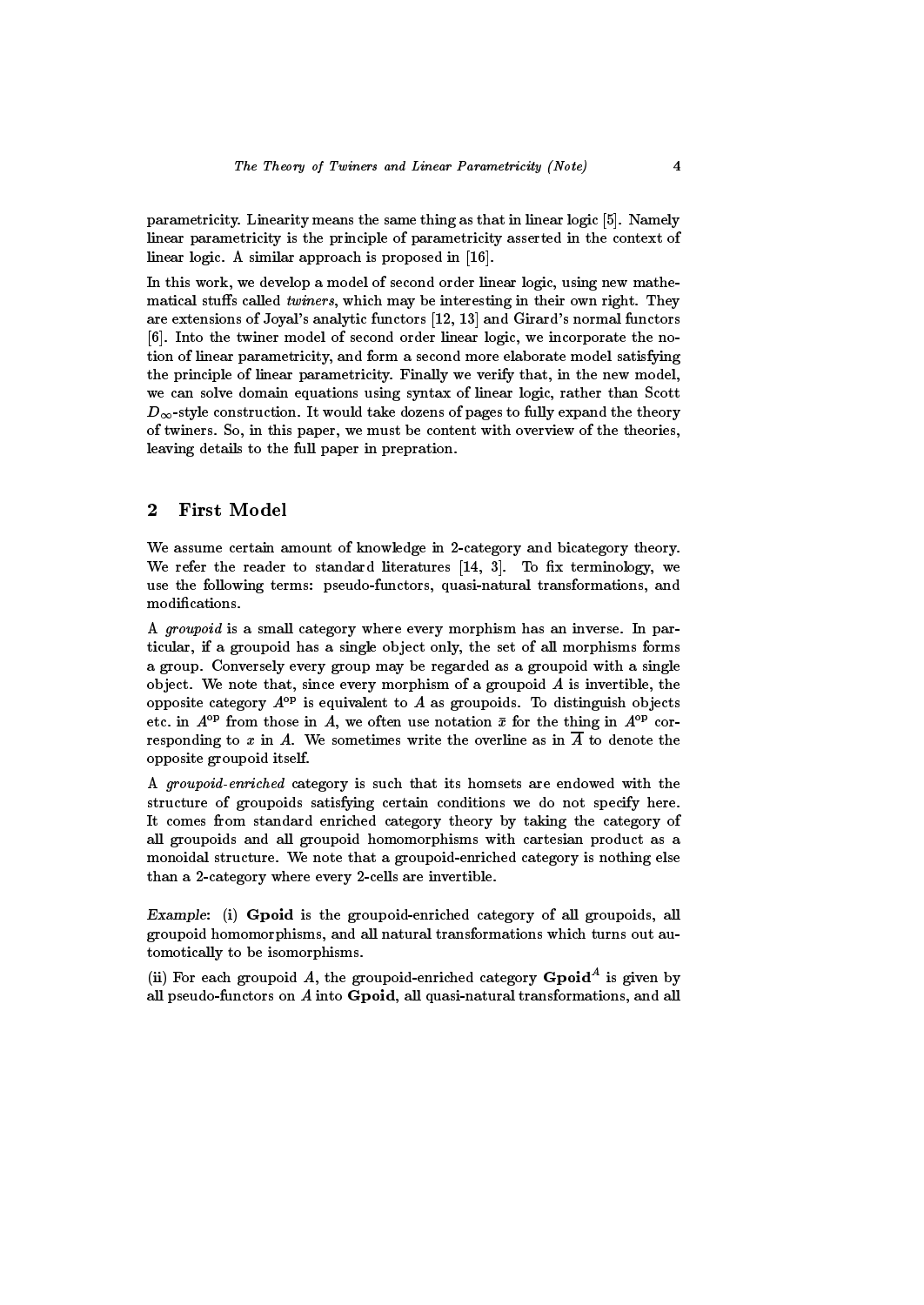parametricity. Linearity means the same thing as that in linear logic [5]. Namely linear parametricity is the principle of parametricity asserted in the context of linear logic. A similar approach is proposed in [16].

In this work, we develop a model of second order linear logic, using new mathematical stuffs called *twiners*, which may be interesting in their own right. They are extensions of Joyal's analytic functors [12, 13] and Girard's normal functors [6]. Into the twiner model of second order linear logic, we incorporate the notion of linear parametricity, and form a second more elaborate model satisfying the principle of linear parametricity. Finally we verify that, in the new model, we can solve domain equations using syntax of linear logic, rather than Scott $D_\infty$-style construction. It would take dozens of pages to fully expand the theory of twiners. So, in this paper, we must be content with overview of the theories, leaving details to the full paper in prepration.

## 2 First Model

We assume certain amount of knowledge in 2-category and bicategory theory. We refer the reader to standard literatures [14, 3]. To fix terminology, we use the following terms: pseudo-functors, quasi-natural transformations, and modifications.

A *groupoid* is a small category where every morphism has an inverse. In particular, if a groupoid has a single object only, the set of all morphisms forms a group. Conversely every group may be regarded as a groupoid with a single object. We note that, since every morphism of a groupoid $A$ is invertible, the opposite category $A^{\mathrm{op}}$ is equivalent to $A$ as groupoids. To distinguish objects etc. in $A^{\mathrm{op}}$ from those in $A$, we often use notation $\bar{x}$ for the thing in $A^{\mathrm{op}}$ corresponding to $x$ in $A$. We sometimes write the overline as in $\overline{A}$ to denote the opposite groupoid itself.

A *groupoid-enriched* category is such that its homsets are endowed with the structure of groupoids satisfying certain conditions we do not specify here. It comes from standard enriched category theory by taking the category of all groupoids and all groupoid homomorphisms with cartesian product as a monoidal structure. We note that a groupoid-enriched category is nothing else than a 2-category where every 2-cells are invertible.

*Example*: (i) **Gpoid** is the groupoid-enriched category of all groupoids, all groupoid homomorphisms, and all natural transformations which turns out automotically to be isomorphisms.

(ii) For each groupoid $A$, the groupoid-enriched category $\mathbf{Gpoid}^A$ is given by all pseudo-functors on $A$ into **Gpoid**, all quasi-natural transformations, and all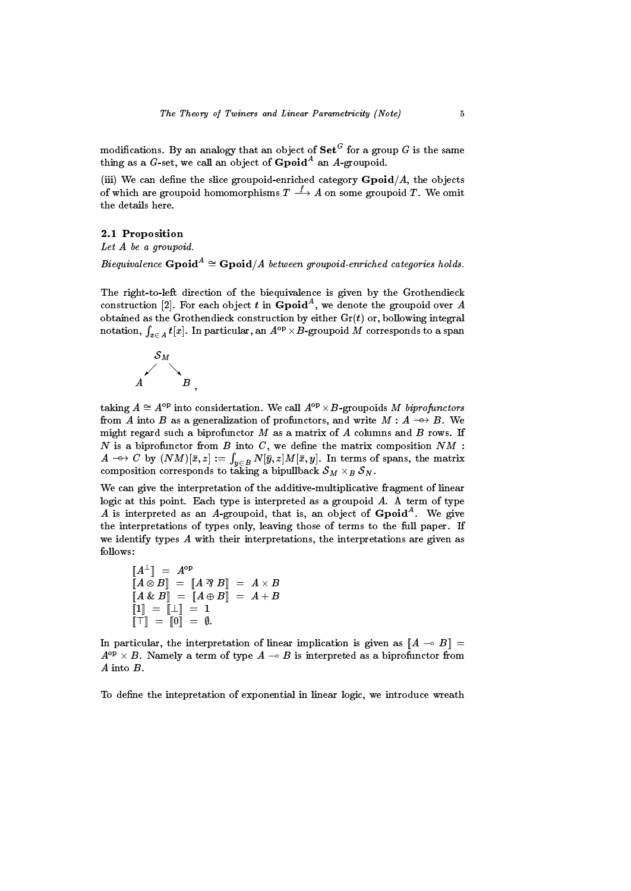modifications. By an analogy that an object of $\mathbf{Set}^G$ for a group $G$ is the same thing as a $G$-set, we call an object of $\mathbf{Gpoid}^A$ an $A$-groupoid.

(iii) We can define the slice groupoid-enriched category $\mathbf{Gpoid}/A$, the objects of which are groupoid homomorphisms $T \xrightarrow{f} A$ on some groupoid $T$. We omit the details here.

### 2.1 Proposition

*Let $A$ be a groupoid.*

*Biequivalence $\mathbf{Gpoid}^A \simeq \mathbf{Gpoid}/A$ between groupoid-enriched categories holds.*

The right-to-left direction of the biequivalence is given by the Grothendieck construction [2]. For each object $t$ in $\mathbf{Gpoid}^A$, we denote the groupoid over $A$ obtained as the Grothendieck construction by either $\mathrm{Gr}(t)$ or, bollowing integral notation, $\int_{x \in A} t[x]$. In particular, an $A^{\mathrm{op}} \times B$-groupoid $M$ corresponds to a span

$$A \longleftarrow \mathcal{S}_M \longrightarrow B\,,$$

taking $A \simeq A^{\mathrm{op}}$ into considertation. We call $A^{\mathrm{op}} \times B$-groupoids $M$ *biprofunctors* from $A$ into $B$ as a generalization of profunctors, and write $M : A \multimap\!\!\!\!\to B$. We might regard such a biprofunctor $M$ as a matrix of $A$ columns and $B$ rows. If $N$ is a biprofunctor from $B$ into $C$, we define the matrix composition $NM : A \multimap\!\!\!\!\to C$ by $(NM)[\bar{x}, z] := \int_{y \in B} N[\bar{y}, z] M[\bar{x}, y]$. In terms of spans, the matrix composition corresponds to taking a bipullback $\mathcal{S}_M \times_B \mathcal{S}_N$.

We can give the interpretation of the additive-multiplicative fragment of linear logic at this point. Each type is interpreted as a groupoid $A$. A term of type $A$ is interpreted as an $A$-groupoid, that is, an object of $\mathbf{Gpoid}^A$. We give the interpretations of types only, leaving those of terms to the full paper. If we identify types $A$ with their interpretations, the interpretations are given as follows:

$$
\begin{aligned}
[\![A^{\perp}]\!] &= A^{\mathrm{op}} \\
[\![A \otimes B]\!] &= [\![A \,⅋\, B]\!] = A \times B \\
[\![A \,\&\, B]\!] &= [\![A \oplus B]\!] = A + B \\
[\![\mathbf{1}]\!] &= [\![\perp]\!] = 1 \\
[\![\top]\!] &= [\![0]\!] = \emptyset.
\end{aligned}
$$

In particular, the interpretation of linear implication is given as $[\![A \multimap B]\!] = A^{\mathrm{op}} \times B$. Namely a term of type $A \multimap B$ is interpreted as a biprofunctor from $A$ into $B$.

To define the intepretation of exponential in linear logic, we introduce wreath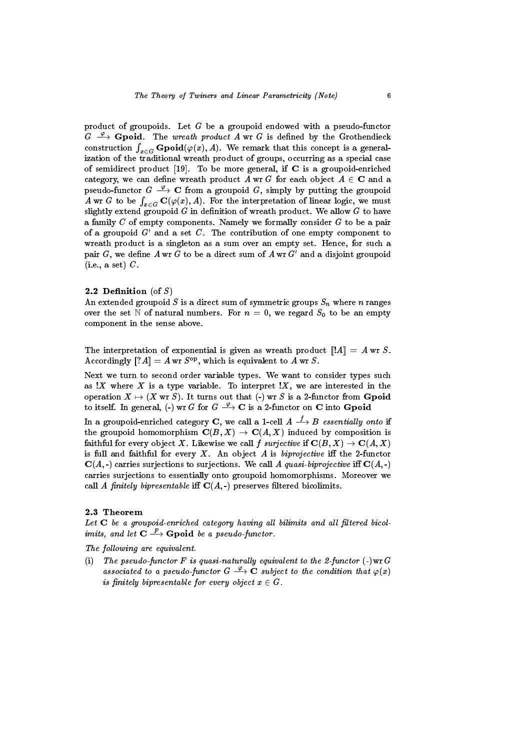product of groupoids. Let $G$ be a groupoid endowed with a pseudo-functor $G \xrightarrow{\varphi} \mathbf{Gpoid}$. The *wreath product* $A \operatorname{wr} G$ is defined by the Grothendieck construction $\int_{x \in G} \mathbf{Gpoid}(\varphi(x), A)$. We remark that this concept is a generalization of the traditional wreath product of groups, occurring as a special case of semidirect product [19]. To be more general, if $\mathbf{C}$ is a groupoid-enriched category, we can define wreath product $A \operatorname{wr} G$ for each object $A \in \mathbf{C}$ and a pseudo-functor $G \xrightarrow{\varphi} \mathbf{C}$ from a groupoid $G$, simply by putting the groupoid $A \operatorname{wr} G$ to be $\int_{x \in G} \mathbf{C}(\varphi(x), A)$. For the interpretation of linear logic, we must slightly extend groupoid $G$ in definition of wreath product. We allow $G$ to have a family $C$ of empty components. Namely we formally consider $G$ to be a pair of a groupoid $G'$ and a set $C$. The contribution of one empty component to wreath product is a singleton as a sum over an empty set. Hence, for such a pair $G$, we define $A \operatorname{wr} G$ to be a direct sum of $A \operatorname{wr} G'$ and a disjoint groupoid (i.e., a set) $C$.

### 2.2 Definition (of $S$)

An extended groupoid $S$ is a direct sum of symmetric groups $S_n$ where $n$ ranges over the set $\mathbb{N}$ of natural numbers. For $n = 0$, we regard $S_0$ to be an empty component in the sense above.

The interpretation of exponential is given as wreath product $[\![!A]\!] = A \operatorname{wr} S$. Accordingly $[\![?A]\!] = A \operatorname{wr} S^{\mathrm{op}}$, which is equivalent to $A \operatorname{wr} S$.

Next we turn to second order variable types. We want to consider types such as $!X$ where $X$ is a type variable. To interpret $!X$, we are interested in the operation $X \mapsto (X \operatorname{wr} S)$. It turns out that (-) wr $S$ is a 2-functor from $\mathbf{Gpoid}$ to itself. In general, (-) wr $G$ for $G \xrightarrow{\varphi} \mathbf{C}$ is a 2-functor on $\mathbf{C}$ into $\mathbf{Gpoid}$

In a groupoid-enriched category $\mathbf{C}$, we call a 1-cell $A \xrightarrow{f} B$ *essentially onto* if the groupoid homomorphism $\mathbf{C}(B, X) \to \mathbf{C}(A, X)$ induced by composition is faithful for every object $X$. Likewise we call $f$ *surjective* if $\mathbf{C}(B, X) \to \mathbf{C}(A, X)$ is full and faithful for every $X$. An object $A$ is *biprojective* iff the 2-functor $\mathbf{C}(A, \text{-})$ carries surjections to surjections. We call $A$ *quasi-biprojective* iff $\mathbf{C}(A, \text{-})$ carries surjections to essentially onto groupoid homomorphisms. Moreover we call $A$ *finitely bipresentable* iff $\mathbf{C}(A, \text{-})$ preserves filtered bicolimits.

### 2.3 Theorem

*Let $\mathbf{C}$ be a groupoid-enriched category having all bilimits and all filtered bicolimits, and let $\mathbf{C} \xrightarrow{F} \mathbf{Gpoid}$ be a pseudo-functor.*

*The following are equivalent.*

(i) *The pseudo-functor $F$ is quasi-naturally equivalent to the 2-functor (-) wr $G$ associated to a pseudo-functor $G \xrightarrow{\varphi} \mathbf{C}$ subject to the condition that $\varphi(x)$ is finitely bipresentable for every object $x \in G$.*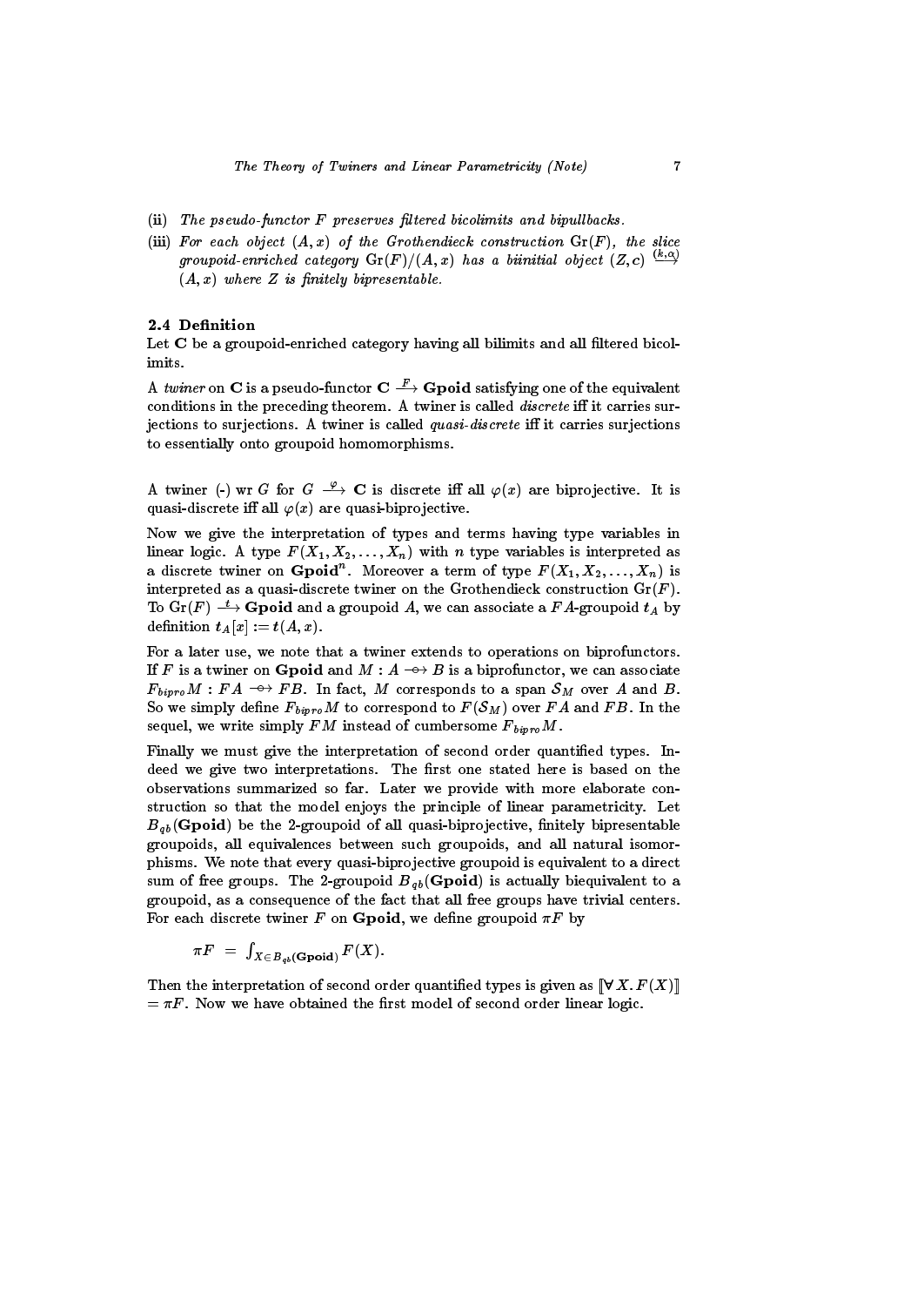(ii) *The pseudo-functor $F$ preserves filtered bicolimits and bipullbacks.*

(iii) *For each object $(A, x)$ of the Grothendieck construction $\mathrm{Gr}(F)$, the slice groupoid-enriched category $\mathrm{Gr}(F)/(A, x)$ has a biinitial object $(Z, c) \xrightarrow{(k,\alpha)} (A, x)$ where $Z$ is finitely bipresentable.*

### 2.4 Definition

Let $\mathbf{C}$ be a groupoid-enriched category having all bilimits and all filtered bicolimits.

A *twiner* on $\mathbf{C}$ is a pseudo-functor $\mathbf{C} \xrightarrow{F} \mathbf{Gpoid}$ satisfying one of the equivalent conditions in the preceding theorem. A twiner is called *discrete* iff it carries surjections to surjections. A twiner is called *quasi-discrete* iff it carries surjections to essentially onto groupoid homomorphisms.

A twiner (-) wr $G$ for $G \xrightarrow{\varphi} \mathbf{C}$ is discrete iff all $\varphi(x)$ are biprojective. It is quasi-discrete iff all $\varphi(x)$ are quasi-biprojective.

Now we give the interpretation of types and terms having type variables in linear logic. A type $F(X_1, X_2, \ldots, X_n)$ with $n$ type variables is interpreted as a discrete twiner on $\mathbf{Gpoid}^n$. Moreover a term of type $F(X_1, X_2, \ldots, X_n)$ is interpreted as a quasi-discrete twiner on the Grothendieck construction $\mathrm{Gr}(F)$. To $\mathrm{Gr}(F) \xrightarrow{t} \mathbf{Gpoid}$ and a groupoid $A$, we can associate a $FA$-groupoid $t_A$ by definition $t_A[x] := t(A, x)$.

For a later use, we note that a twiner extends to operations on biprofunctors. If $F$ is a twiner on $\mathbf{Gpoid}$ and $M : A \multimap\!\!\!\!\rightarrow B$ is a biprofunctor, we can associate $F_{bipro}M : FA \multimap\!\!\!\!\rightarrow FB$. In fact, $M$ corresponds to a span $\mathcal{S}_M$ over $A$ and $B$. So we simply define $F_{bipro}M$ to correspond to $F(\mathcal{S}_M)$ over $FA$ and $FB$. In the sequel, we write simply $FM$ instead of cumbersome $F_{bipro}M$.

Finally we must give the interpretation of second order quantified types. Indeed we give two interpretations. The first one stated here is based on the observations summarized so far. Later we provide with more elaborate construction so that the model enjoys the principle of linear parametricity. Let $B_{qb}(\mathbf{Gpoid})$ be the 2-groupoid of all quasi-biprojective, finitely bipresentable groupoids, all equivalences between such groupoids, and all natural isomorphisms. We note that every quasi-biprojective groupoid is equivalent to a direct sum of free groups. The 2-groupoid $B_{qb}(\mathbf{Gpoid})$ is actually biequivalent to a groupoid, as a consequence of the fact that all free groups have trivial centers. For each discrete twiner $F$ on $\mathbf{Gpoid}$, we define groupoid $\pi F$ by

$$\pi F \;=\; \int_{X \in B_{qb}(\mathbf{Gpoid})} F(X).$$

Then the interpretation of second order quantified types is given as $[\![\forall X. F(X)]\!] = \pi F$. Now we have obtained the first model of second order linear logic.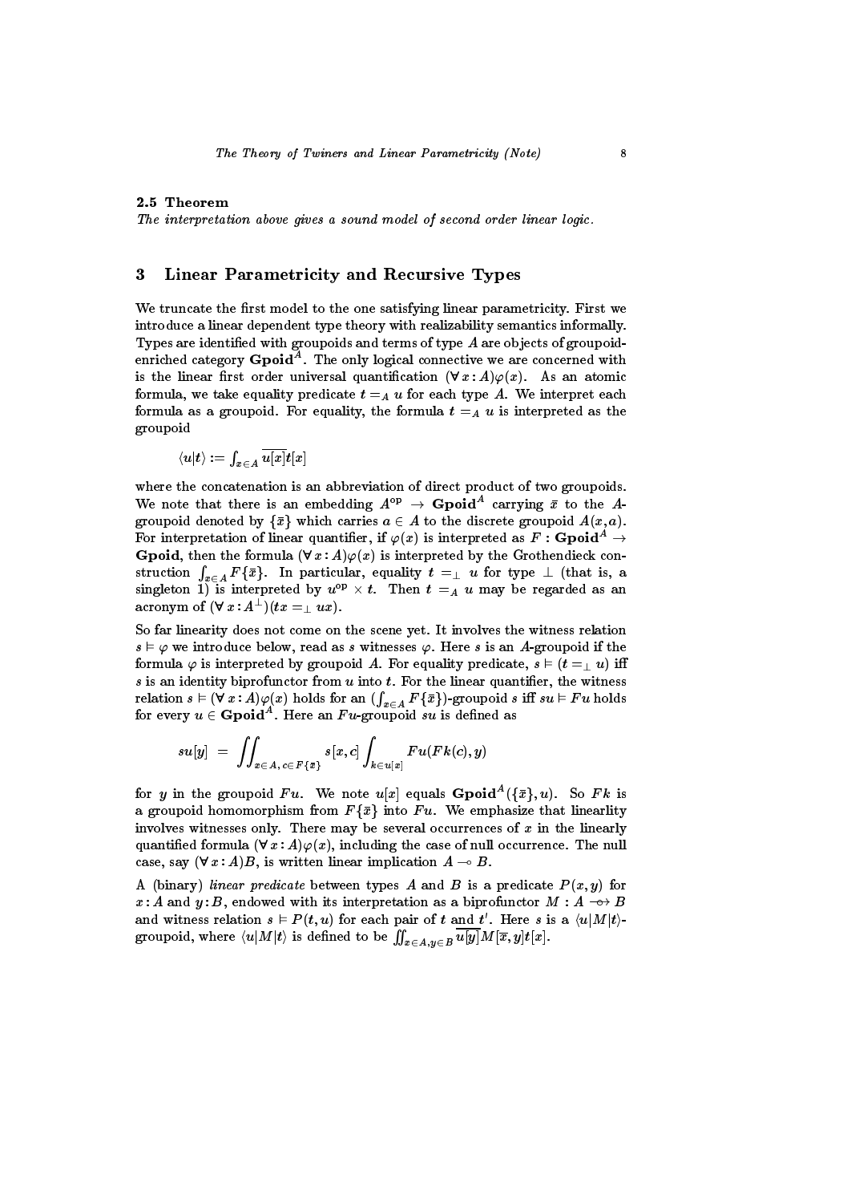### 2.5 Theorem

*The interpretation above gives a sound model of second order linear logic.*

## 3 Linear Parametricity and Recursive Types

We truncate the first model to the one satisfying linear parametricity. First we introduce a linear dependent type theory with realizability semantics informally. Types are identified with groupoids and terms of type $A$ are objects of groupoid-enriched category $\mathbf{Gpoid}^A$. The only logical connective we are concerned with is the linear first order universal quantification $(\forall\, x : A)\varphi(x)$. As an atomic formula, we take equality predicate $t =_A u$ for each type $A$. We interpret each formula as a groupoid. For equality, the formula $t =_A u$ is interpreted as the groupoid

$$\langle u|t\rangle := \int_{x\in A} \overline{u[x]}t[x]$$

where the concatenation is an abbreviation of direct product of two groupoids. We note that there is an embedding $A^{\mathrm{op}} \to \mathbf{Gpoid}^A$ carrying $\bar{x}$ to the $A$-groupoid denoted by $\{\bar{x}\}$ which carries $a \in A$ to the discrete groupoid $A(x, a)$. For interpretation of linear quantifier, if $\varphi(x)$ is interpreted as $F : \mathbf{Gpoid}^A \to \mathbf{Gpoid}$, then the formula $(\forall\, x : A)\varphi(x)$ is interpreted by the Grothendieck construction $\int_{x\in A} F\{\bar{x}\}$. In particular, equality $t =_\perp u$ for type $\perp$ (that is, a singleton 1) is interpreted by $u^{\mathrm{op}} \times t$. Then $t =_A u$ may be regarded as an acronym of $(\forall\, x : A^\perp)(tx =_\perp ux)$.

So far linearity does not come on the scene yet. It involves the witness relation $s \vDash \varphi$ we introduce below, read as $s$ witnesses $\varphi$. Here $s$ is an $A$-groupoid if the formula $\varphi$ is interpreted by groupoid $A$. For equality predicate, $s \vDash (t =_\perp u)$ iff $s$ is an identity biprofunctor from $u$ into $t$. For the linear quantifier, the witness relation $s \vDash (\forall\, x : A)\varphi(x)$ holds for an $(\int_{x\in A} F\{\bar{x}\})$-groupoid $s$ iff $su \vDash Fu$ holds for every $u \in \mathbf{Gpoid}^A$. Here an $Fu$-groupoid $su$ is defined as

$$su[y] \;=\; \iint_{x\in A,\, c\in F\{\bar{x}\}} s[x, c] \int_{k\in u[x]} Fu(Fk(c), y)$$

for $y$ in the groupoid $Fu$. We note $u[x]$ equals $\mathbf{Gpoid}^A(\{\bar{x}\}, u)$. So $Fk$ is a groupoid homomorphism from $F\{\bar{x}\}$ into $Fu$. We emphasize that linearlity involves witnesses only. There may be several occurrences of $x$ in the linearly quantified formula $(\forall\, x : A)\varphi(x)$, including the case of null occurrence. The null case, say $(\forall\, x : A)B$, is written linear implication $A \multimap B$.

A (binary) *linear predicate* between types $A$ and $B$ is a predicate $P(x, y)$ for $x : A$ and $y : B$, endowed with its interpretation as a biprofunctor $M : A \multimap\!\!\!\to B$ and witness relation $s \vDash P(t, u)$ for each pair of $t$ and $t'$. Here $s$ is a $\langle u|M|t\rangle$-groupoid, where $\langle u|M|t\rangle$ is defined to be $\iint_{x\in A, y\in B} \overline{u[y]}M[\bar{x}, y]t[x]$.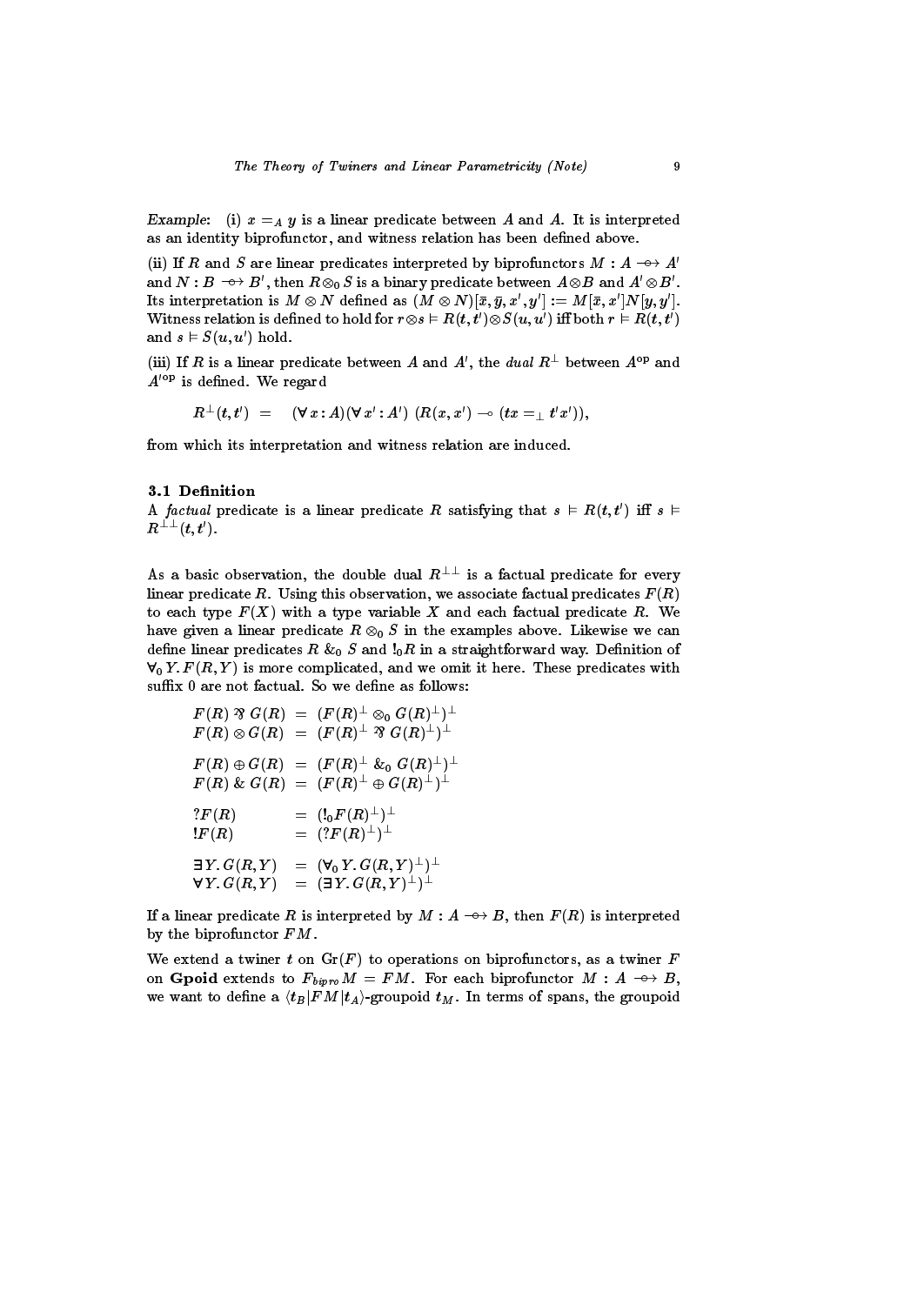*Example*: (i) $x =_A y$ is a linear predicate between $A$ and $A$. It is interpreted as an identity biprofunctor, and witness relation has been defined above.

(ii) If $R$ and $S$ are linear predicates interpreted by biprofunctors $M : A \multimap\!\!\!\!\rightarrow A'$ and $N : B \multimap\!\!\!\!\rightarrow B'$, then $R \otimes_0 S$ is a binary predicate between $A \otimes B$ and $A' \otimes B'$. Its interpretation is $M \otimes N$ defined as $(M \otimes N)[\bar{x}, \bar{y}, x', y'] := M[\bar{x}, x']N[y, y']$. Witness relation is defined to hold for $r \otimes s \vDash R(t, t') \otimes S(u, u')$ iff both $r \vDash R(t, t')$ and $s \vDash S(u, u')$ hold.

(iii) If $R$ is a linear predicate between $A$ and $A'$, the *dual* $R^\perp$ between $A^{\mathrm{op}}$ and $A'^{\mathrm{op}}$ is defined. We regard

$$R^\perp(t, t') \;\; = \;\; (\forall\, x : A)(\forall\, x' : A')\; (R(x, x') \multimap (tx =_\perp t'x')),$$

from which its interpretation and witness relation are induced.

### 3.1 Definition

A *factual* predicate is a linear predicate $R$ satisfying that $s \vDash R(t, t')$ iff $s \vDash R^{\perp\perp}(t, t')$.

As a basic observation, the double dual $R^{\perp\perp}$ is a factual predicate for every linear predicate $R$. Using this observation, we associate factual predicates $F(R)$ to each type $F(X)$ with a type variable $X$ and each factual predicate $R$. We have given a linear predicate $R \otimes_0 S$ in the examples above. Likewise we can define linear predicates $R \,\&_0\, S$ and $!_0 R$ in a straightforward way. Definition of $\forall_0\, Y.\, F(R, Y)$ is more complicated, and we omit it here. These predicates with suffix 0 are not factual. So we define as follows:

$$
\begin{array}{lcl}
F(R) \parr G(R) & = & (F(R)^\perp \otimes_0 G(R)^\perp)^\perp \\
F(R) \otimes G(R) & = & (F(R)^\perp \parr G(R)^\perp)^\perp \\[6pt]
F(R) \oplus G(R) & = & (F(R)^\perp \,\&_0\, G(R)^\perp)^\perp \\
F(R) \,\&\, G(R) & = & (F(R)^\perp \oplus G(R)^\perp)^\perp \\[6pt]
?F(R) & = & (!_0 F(R)^\perp)^\perp \\
!F(R) & = & (?F(R)^\perp)^\perp \\[6pt]
\exists\, Y.\, G(R, Y) & = & (\forall_0\, Y.\, G(R, Y)^\perp)^\perp \\
\forall\, Y.\, G(R, Y) & = & (\exists\, Y.\, G(R, Y)^\perp)^\perp
\end{array}
$$

If a linear predicate $R$ is interpreted by $M : A \multimap\!\!\!\!\rightarrow B$, then $F(R)$ is interpreted by the biprofunctor $FM$.

We extend a twiner $t$ on $\mathrm{Gr}(F)$ to operations on biprofunctors, as a twiner $F$ on **Gpoid** extends to $F_{bipro} M = FM$. For each biprofunctor $M : A \multimap\!\!\!\!\rightarrow B$, we want to define a $\langle t_B | FM | t_A \rangle$-groupoid $t_M$. In terms of spans, the groupoid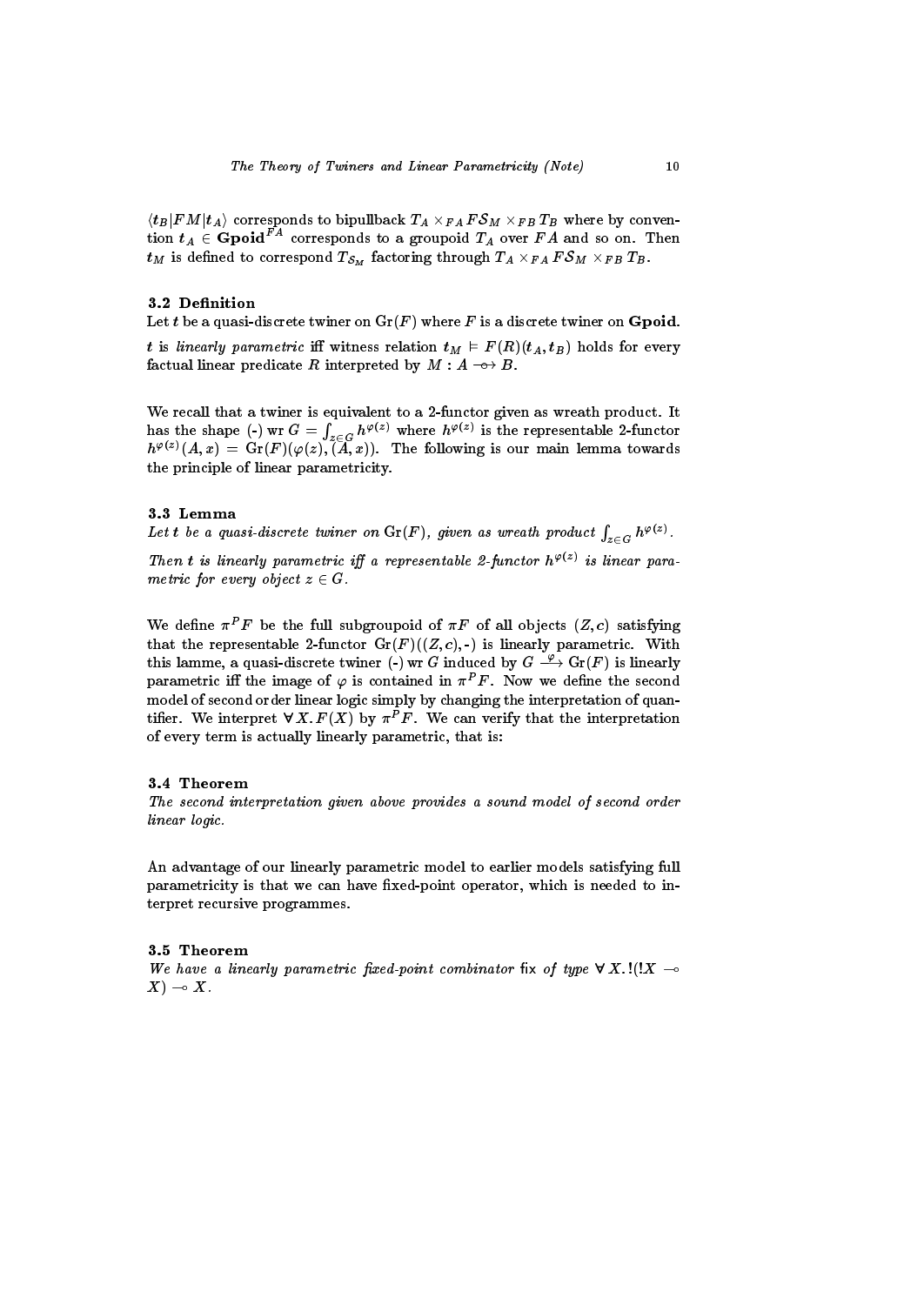$\langle t_B | FM | t_A \rangle$ corresponds to bipullback $T_A \times_{FA} F\mathcal{S}_M \times_{FB} T_B$ where by convention $t_A \in \mathbf{Gpoid}^{FA}$ corresponds to a groupoid $T_A$ over $FA$ and so on. Then $t_M$ is defined to correspond $T_{\mathcal{S}_M}$ factoring through $T_A \times_{FA} F\mathcal{S}_M \times_{FB} T_B$.

### 3.2 Definition

Let $t$ be a quasi-discrete twiner on $\mathrm{Gr}(F)$ where $F$ is a discrete twiner on $\mathbf{Gpoid}$. $t$ is *linearly parametric* iff witness relation $t_M \vDash F(R)(t_A, t_B)$ holds for every factual linear predicate $R$ interpreted by $M : A \multimap\!\!\!\rightarrow B$.

We recall that a twiner is equivalent to a 2-functor given as wreath product. It has the shape $(\text{-}) \text{ wr } G = \int_{z \in G} h^{\varphi(z)}$ where $h^{\varphi(z)}$ is the representable 2-functor $h^{\varphi(z)}(A, x) = \mathrm{Gr}(F)(\varphi(z), (A, x))$. The following is our main lemma towards the principle of linear parametricity.

### 3.3 Lemma

*Let $t$ be a quasi-discrete twiner on $\mathrm{Gr}(F)$, given as wreath product $\int_{z \in G} h^{\varphi(z)}$.*

*Then $t$ is linearly parametric iff a representable 2-functor $h^{\varphi(z)}$ is linear parametric for every object $z \in G$.*

We define $\pi^P F$ be the full subgroupoid of $\pi F$ of all objects $(Z, c)$ satisfying that the representable 2-functor $\mathrm{Gr}(F)((Z, c), \text{-})$ is linearly parametric. With this lamme, a quasi-discrete twiner $(\text{-}) \text{ wr } G$ induced by $G \xrightarrow{\varphi} \mathrm{Gr}(F)$ is linearly parametric iff the image of $\varphi$ is contained in $\pi^P F$. Now we define the second model of second order linear logic simply by changing the interpretation of quantifier. We interpret $\forall X. F(X)$ by $\pi^P F$. We can verify that the interpretation of every term is actually linearly parametric, that is:

### 3.4 Theorem

*The second interpretation given above provides a sound model of second order linear logic.*

An advantage of our linearly parametric model to earlier models satisfying full parametricity is that we can have fixed-point operator, which is needed to interpret recursive programmes.

### 3.5 Theorem

*We have a linearly parametric fixed-point combinator* $\mathsf{fix}$ *of type* $\forall X. !(!X \multimap X) \multimap X$.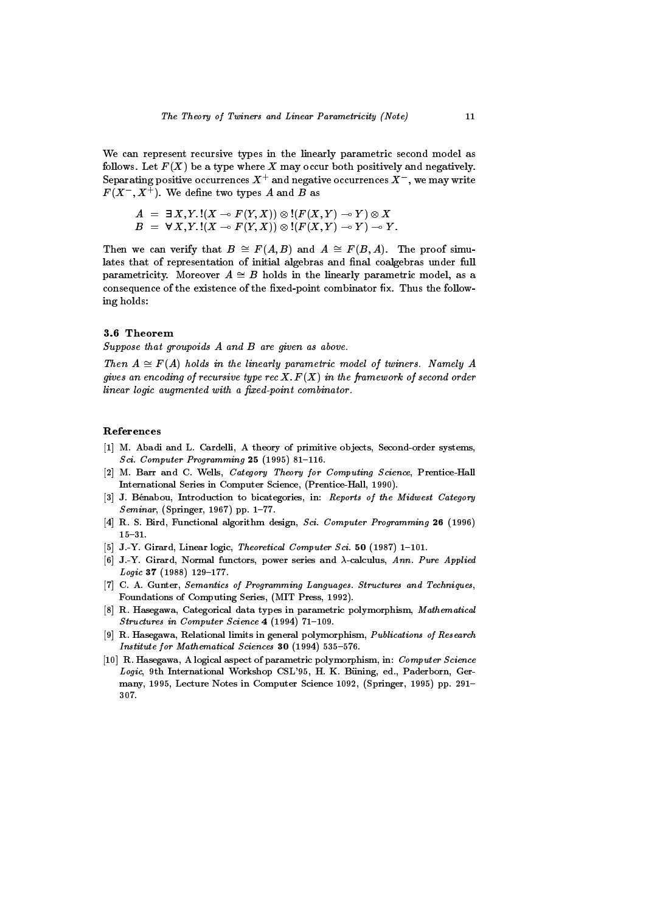We can represent recursive types in the linearly parametric second model as follows. Let $F(X)$ be a type where $X$ may occur both positively and negatively. Separating positive occurrences $X^+$ and negative occurrences $X^-$, we may write $F(X^-, X^+)$. We define two types $A$ and $B$ as

$$
\begin{aligned}
A &= \exists X, Y. !(X \multimap F(Y, X)) \otimes !(F(X, Y) \multimap Y) \otimes X \\
B &= \forall X, Y. !(X \multimap F(Y, X)) \otimes !(F(X, Y) \multimap Y) \multimap Y.
\end{aligned}
$$

Then we can verify that $B \cong F(A, B)$ and $A \cong F(B, A)$. The proof simulates that of representation of initial algebras and final coalgebras under full parametricity. Moreover $A \cong B$ holds in the linearly parametric model, as a consequence of the existence of the fixed-point combinator fix. Thus the following holds:

### 3.6 Theorem

*Suppose that groupoids $A$ and $B$ are given as above.*

*Then $A \cong F(A)$ holds in the linearly parametric model of twiners. Namely $A$ gives an encoding of recursive type $\mathrm{rec}\, X. F(X)$ in the framework of second order linear logic augmented with a fixed-point combinator.*

## References

[1] M. Abadi and L. Cardelli, A theory of primitive objects, Second-order systems, *Sci. Computer Programming* **25** (1995) 81–116.

[2] M. Barr and C. Wells, *Category Theory for Computing Science*, Prentice-Hall International Series in Computer Science, (Prentice-Hall, 1990).

[3] J. Bénabou, Introduction to bicategories, in: *Reports of the Midwest Category Seminar*, (Springer, 1967) pp. 1–77.

[4] R. S. Bird, Functional algorithm design, *Sci. Computer Programming* **26** (1996) 15–31.

[5] J.-Y. Girard, Linear logic, *Theoretical Computer Sci.* **50** (1987) 1–101.

[6] J.-Y. Girard, Normal functors, power series and $\lambda$-calculus, *Ann. Pure Applied Logic* **37** (1988) 129–177.

[7] C. A. Gunter, *Semantics of Programming Languages. Structures and Techniques*, Foundations of Computing Series, (MIT Press, 1992).

[8] R. Hasegawa, Categorical data types in parametric polymorphism, *Mathematical Structures in Computer Science* **4** (1994) 71–109.

[9] R. Hasegawa, Relational limits in general polymorphism, *Publications of Research Institute for Mathematical Sciences* **30** (1994) 535–576.

[10] R. Hasegawa, A logical aspect of parametric polymorphism, in: *Computer Science Logic*, 9th International Workshop CSL'95, H. K. Büning, ed., Paderborn, Germany, 1995, Lecture Notes in Computer Science 1092, (Springer, 1995) pp. 291–307.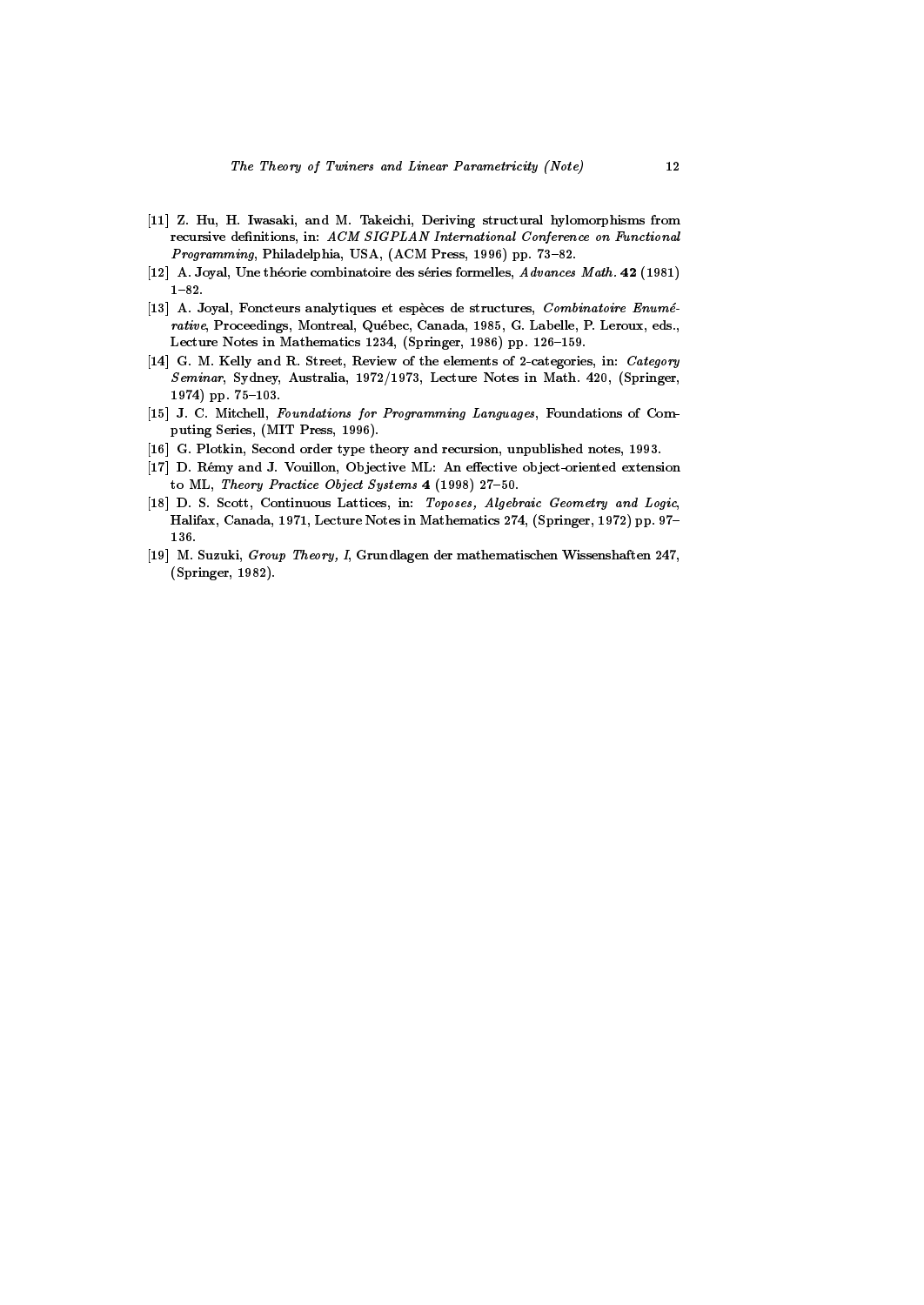[11] Z. Hu, H. Iwasaki, and M. Takeichi, Deriving structural hylomorphisms from recursive definitions, in: *ACM SIGPLAN International Conference on Functional Programming*, Philadelphia, USA, (ACM Press, 1996) pp. 73–82.

[12] A. Joyal, Une théorie combinatoire des séries formelles, *Advances Math.* **42** (1981) 1–82.

[13] A. Joyal, Foncteurs analytiques et espèces de structures, *Combinatoire Enumérative*, Proceedings, Montreal, Québec, Canada, 1985, G. Labelle, P. Leroux, eds., Lecture Notes in Mathematics 1234, (Springer, 1986) pp. 126–159.

[14] G. M. Kelly and R. Street, Review of the elements of 2-categories, in: *Category Seminar*, Sydney, Australia, 1972/1973, Lecture Notes in Math. 420, (Springer, 1974) pp. 75–103.

[15] J. C. Mitchell, *Foundations for Programming Languages*, Foundations of Computing Series, (MIT Press, 1996).

[16] G. Plotkin, Second order type theory and recursion, unpublished notes, 1993.

[17] D. Rémy and J. Vouillon, Objective ML: An effective object-oriented extension to ML, *Theory Practice Object Systems* **4** (1998) 27–50.

[18] D. S. Scott, Continuous Lattices, in: *Toposes, Algebraic Geometry and Logic*, Halifax, Canada, 1971, Lecture Notes in Mathematics 274, (Springer, 1972) pp. 97–136.

[19] M. Suzuki, *Group Theory, I*, Grundlagen der mathematischen Wissenshaften 247, (Springer, 1982).